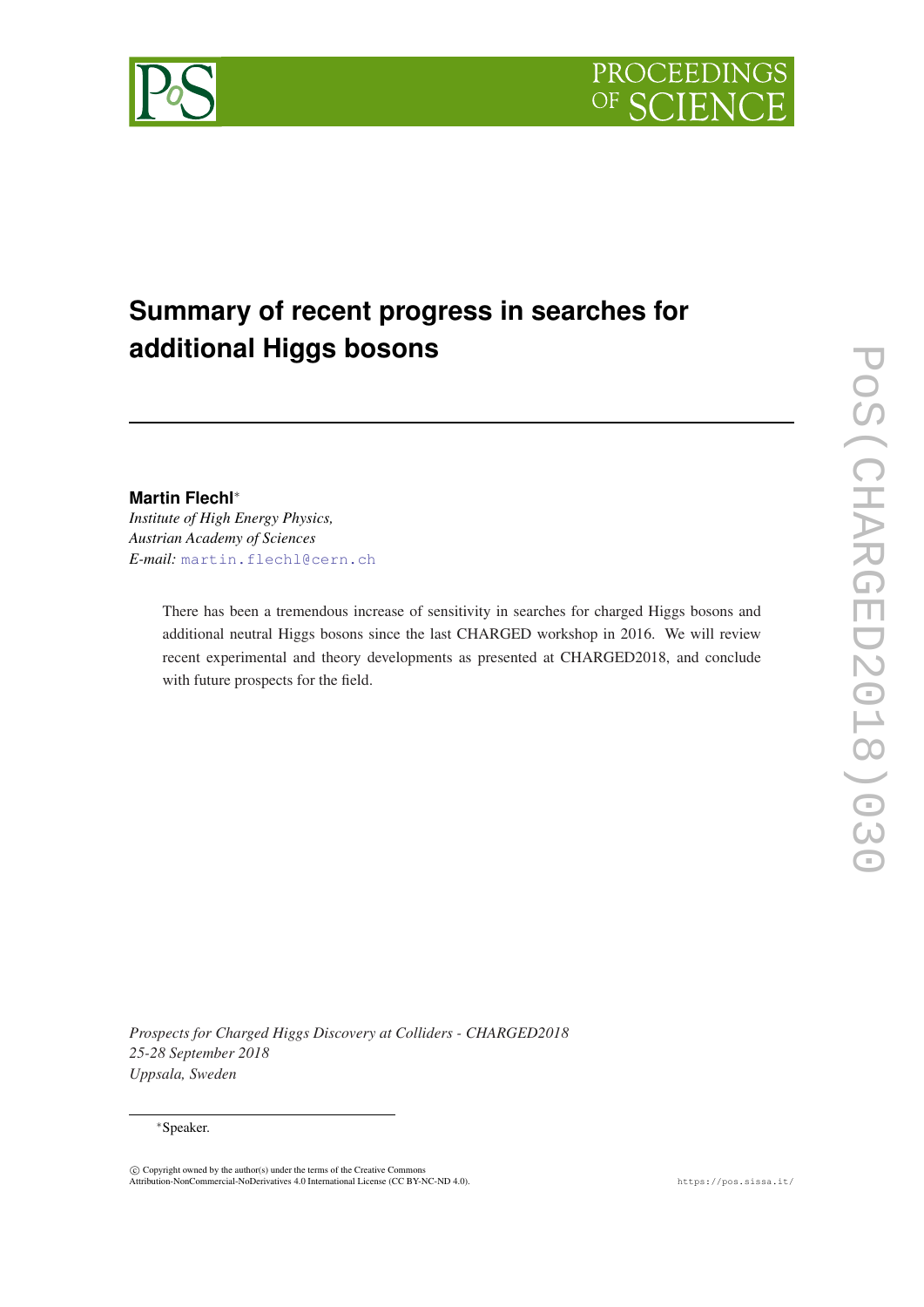# Summary of recent progress in searches for additional Higgs bosons

**Martin Flechl**[*]

*Institute of High Energy Physics,*
*Austrian Academy of Sciences*
*E-mail:* martin.flechl@cern.ch

There has been a tremendous increase of sensitivity in searches for charged Higgs bosons and additional neutral Higgs bosons since the last CHARGED workshop in 2016. We will review recent experimental and theory developments as presented at CHARGED2018, and conclude with future prospects for the field.

*Prospects for Charged Higgs Discovery at Colliders - CHARGED2018*
*25-28 September 2018*
*Uppsala, Sweden*

[*]Speaker.

© Copyright owned by the author(s) under the terms of the Creative Commons Attribution-NonCommercial-NoDerivatives 4.0 International License (CC BY-NC-ND 4.0).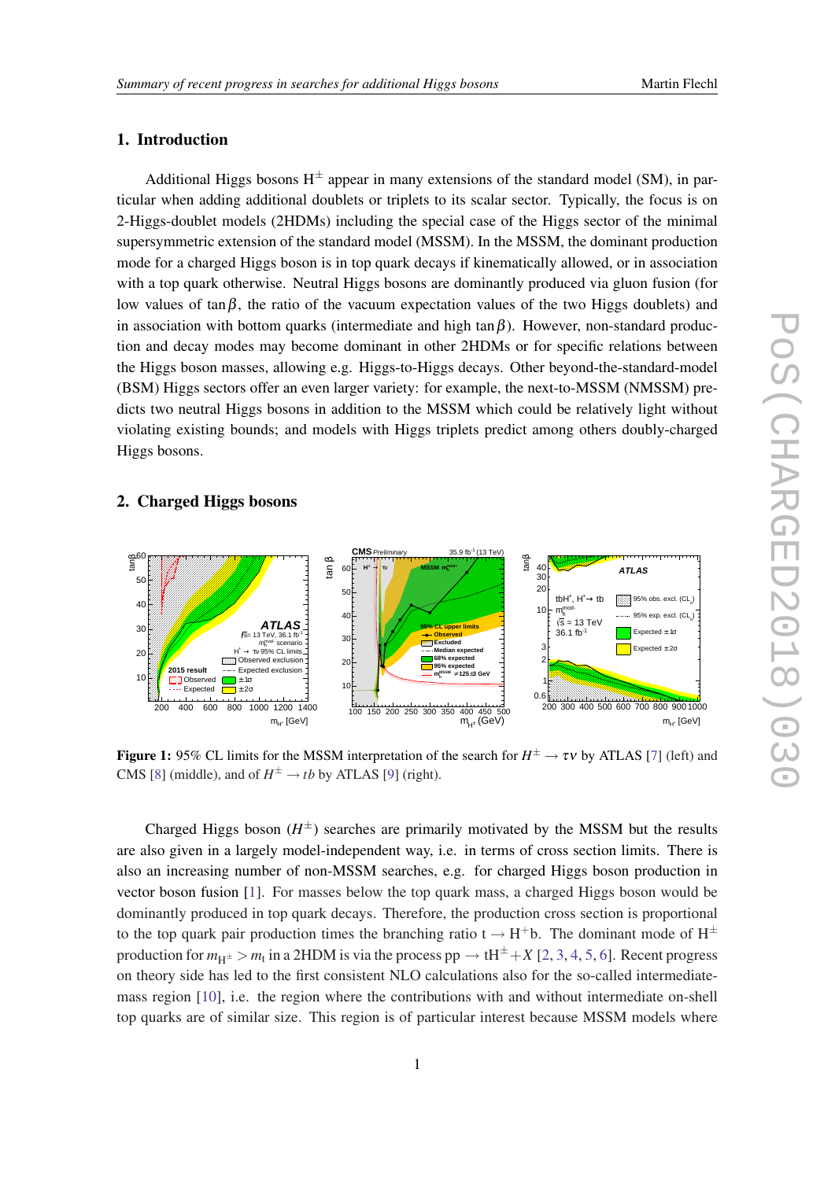## 1. Introduction

Additional Higgs bosons $H^{\pm}$ appear in many extensions of the standard model (SM), in particular when adding additional doublets or triplets to its scalar sector. Typically, the focus is on 2-Higgs-doublet models (2HDMs) including the special case of the Higgs sector of the minimal supersymmetric extension of the standard model (MSSM). In the MSSM, the dominant production mode for a charged Higgs boson is in top quark decays if kinematically allowed, or in association with a top quark otherwise. Neutral Higgs bosons are dominantly produced via gluon fusion (for low values of $\tan\beta$, the ratio of the vacuum expectation values of the two Higgs doublets) and in association with bottom quarks (intermediate and high $\tan\beta$). However, non-standard production and decay modes may become dominant in other 2HDMs or for specific relations between the Higgs boson masses, allowing e.g. Higgs-to-Higgs decays. Other beyond-the-standard-model (BSM) Higgs sectors offer an even larger variety: for example, the next-to-MSSM (NMSSM) predicts two neutral Higgs bosons in addition to the MSSM which could be relatively light without violating existing bounds; and models with Higgs triplets predict among others doubly-charged Higgs bosons.

## 2. Charged Higgs bosons

**Figure 1:** 95% CL limits for the MSSM interpretation of the search for $H^{\pm} \to \tau\nu$ by ATLAS [7] (left) and CMS [8] (middle), and of $H^{\pm} \to tb$ by ATLAS [9] (right).

Charged Higgs boson ($H^{\pm}$) searches are primarily motivated by the MSSM but the results are also given in a largely model-independent way, i.e. in terms of cross section limits. There is also an increasing number of non-MSSM searches, e.g. for charged Higgs boson production in vector boson fusion [1]. For masses below the top quark mass, a charged Higgs boson would be dominantly produced in top quark decays. Therefore, the production cross section is proportional to the top quark pair production times the branching ratio $t \to H^{+}b$. The dominant mode of $H^{\pm}$ production for $m_{H^{\pm}} > m_t$ in a 2HDM is via the process $pp \to tH^{\pm}+X$ [2, 3, 4, 5, 6]. Recent progress on theory side has led to the first consistent NLO calculations also for the so-called intermediate-mass region [10], i.e. the region where the contributions with and without intermediate on-shell top quarks are of similar size. This region is of particular interest because MSSM models where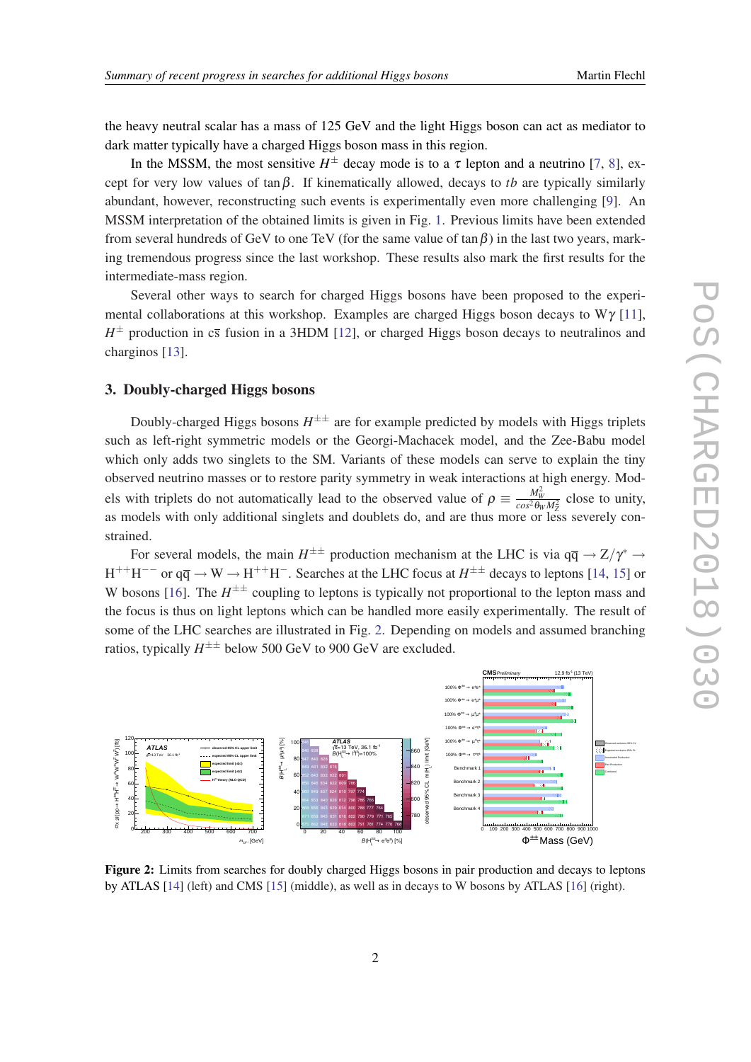the heavy neutral scalar has a mass of 125 GeV and the light Higgs boson can act as mediator to dark matter typically have a charged Higgs boson mass in this region.

In the MSSM, the most sensitive $H^{\pm}$ decay mode is to a $\tau$ lepton and a neutrino [7, 8], except for very low values of $\tan\beta$. If kinematically allowed, decays to $tb$ are typically similarly abundant, however, reconstructing such events is experimentally even more challenging [9]. An MSSM interpretation of the obtained limits is given in Fig. 1. Previous limits have been extended from several hundreds of GeV to one TeV (for the same value of $\tan\beta$) in the last two years, marking tremendous progress since the last workshop. These results also mark the first results for the intermediate-mass region.

Several other ways to search for charged Higgs bosons have been proposed to the experimental collaborations at this workshop. Examples are charged Higgs boson decays to W$\gamma$ [11], $H^{\pm}$ production in c$\bar{\text{s}}$ fusion in a 3HDM [12], or charged Higgs boson decays to neutralinos and charginos [13].

## 3. Doubly-charged Higgs bosons

Doubly-charged Higgs bosons $H^{\pm\pm}$ are for example predicted by models with Higgs triplets such as left-right symmetric models or the Georgi-Machacek model, and the Zee-Babu model which only adds two singlets to the SM. Variants of these models can serve to explain the tiny observed neutrino masses or to restore parity symmetry in weak interactions at high energy. Models with triplets do not automatically lead to the observed value of $\rho \equiv \frac{M_W^2}{\cos^2\theta_W M_Z^2}$ close to unity, as models with only additional singlets and doublets do, and are thus more or less severely constrained.

For several models, the main $H^{\pm\pm}$ production mechanism at the LHC is via $q\bar{q} \rightarrow Z/\gamma^* \rightarrow$ $H^{++}H^{--}$ or $q\bar{q} \rightarrow W \rightarrow H^{++}H^{-}$. Searches at the LHC focus at $H^{\pm\pm}$ decays to leptons [14, 15] or W bosons [16]. The $H^{\pm\pm}$ coupling to leptons is typically not proportional to the lepton mass and the focus is thus on light leptons which can be handled more easily experimentally. The result of some of the LHC searches are illustrated in Fig. 2. Depending on models and assumed branching ratios, typically $H^{\pm\pm}$ below 500 GeV to 900 GeV are excluded.

**Figure 2:** Limits from searches for doubly charged Higgs bosons in pair production and decays to leptons by ATLAS [14] (left) and CMS [15] (middle), as well as in decays to W bosons by ATLAS [16] (right).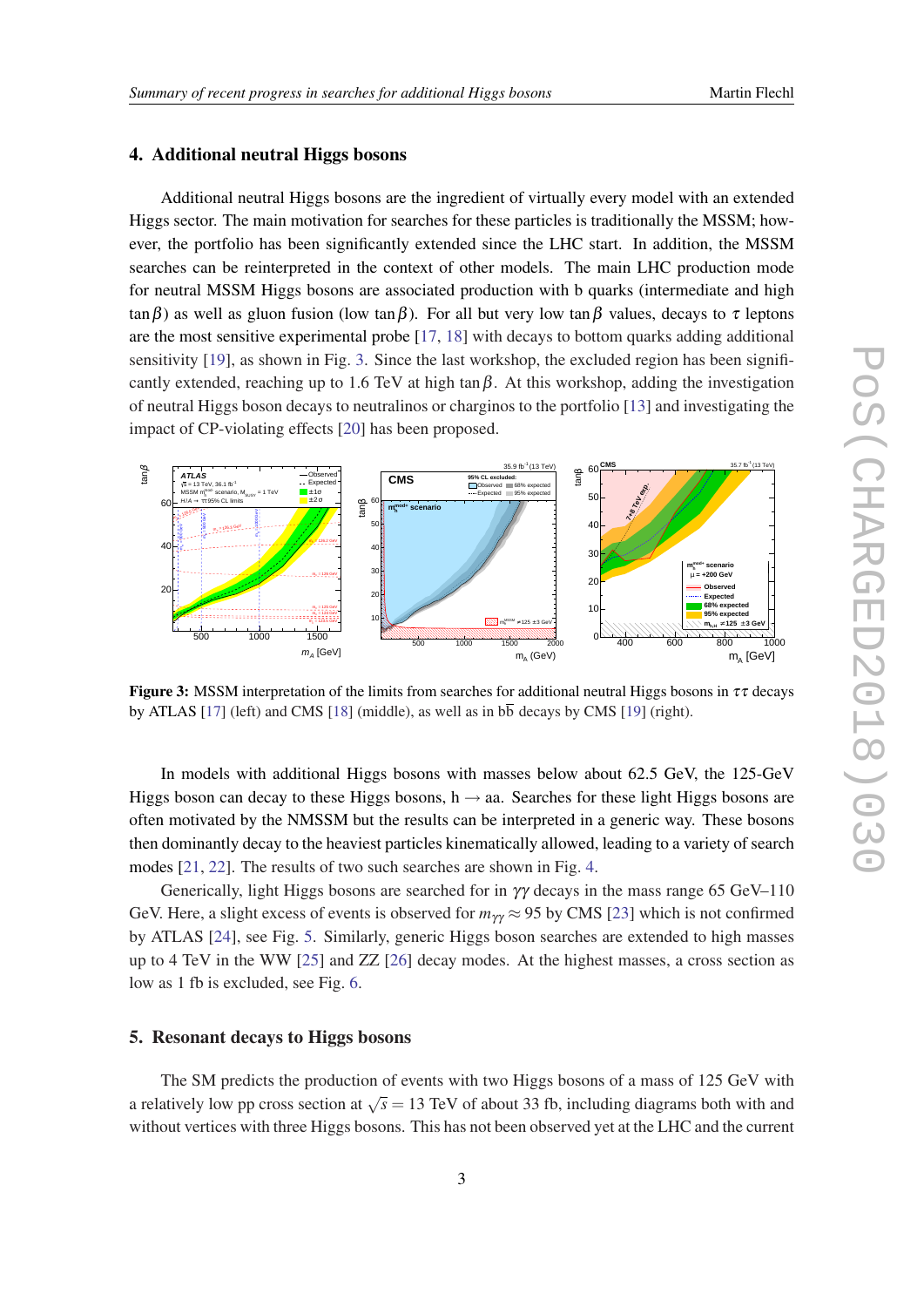## 4. Additional neutral Higgs bosons

Additional neutral Higgs bosons are the ingredient of virtually every model with an extended Higgs sector. The main motivation for searches for these particles is traditionally the MSSM; however, the portfolio has been significantly extended since the LHC start. In addition, the MSSM searches can be reinterpreted in the context of other models. The main LHC production mode for neutral MSSM Higgs bosons are associated production with b quarks (intermediate and high $\tan\beta$) as well as gluon fusion (low $\tan\beta$). For all but very low $\tan\beta$ values, decays to $\tau$ leptons are the most sensitive experimental probe [17, 18] with decays to bottom quarks adding additional sensitivity [19], as shown in Fig. 3. Since the last workshop, the excluded region has been significantly extended, reaching up to 1.6 TeV at high $\tan\beta$. At this workshop, adding the investigation of neutral Higgs boson decays to neutralinos or charginos to the portfolio [13] and investigating the impact of CP-violating effects [20] has been proposed.

**Figure 3:** MSSM interpretation of the limits from searches for additional neutral Higgs bosons in $\tau\tau$ decays by ATLAS [17] (left) and CMS [18] (middle), as well as in $b\bar{b}$ decays by CMS [19] (right).

In models with additional Higgs bosons with masses below about 62.5 GeV, the 125-GeV Higgs boson can decay to these Higgs bosons, $h \to aa$. Searches for these light Higgs bosons are often motivated by the NMSSM but the results can be interpreted in a generic way. These bosons then dominantly decay to the heaviest particles kinematically allowed, leading to a variety of search modes [21, 22]. The results of two such searches are shown in Fig. 4.

Generically, light Higgs bosons are searched for in $\gamma\gamma$ decays in the mass range 65 GeV–110 GeV. Here, a slight excess of events is observed for $m_{\gamma\gamma} \approx 95$ by CMS [23] which is not confirmed by ATLAS [24], see Fig. 5. Similarly, generic Higgs boson searches are extended to high masses up to 4 TeV in the WW [25] and ZZ [26] decay modes. At the highest masses, a cross section as low as 1 fb is excluded, see Fig. 6.

## 5. Resonant decays to Higgs bosons

The SM predicts the production of events with two Higgs bosons of a mass of 125 GeV with a relatively low pp cross section at $\sqrt{s} = 13$ TeV of about 33 fb, including diagrams both with and without vertices with three Higgs bosons. This has not been observed yet at the LHC and the current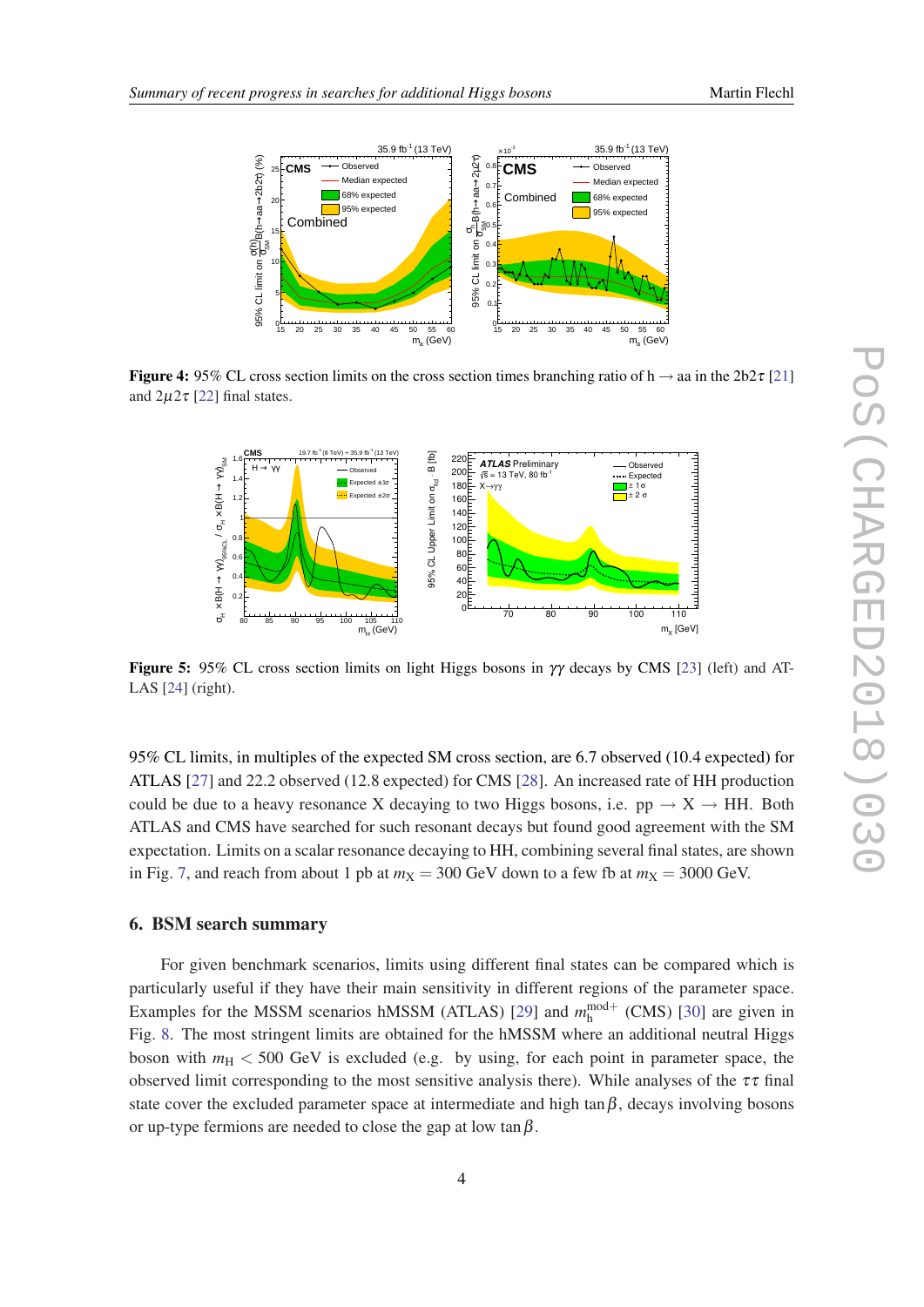**Figure 4:** 95% CL cross section limits on the cross section times branching ratio of $h \to aa$ in the $2b2\tau$ [21] and $2\mu2\tau$ [22] final states.

**Figure 5:** 95% CL cross section limits on light Higgs bosons in $\gamma\gamma$ decays by CMS [23] (left) and ATLAS [24] (right).

95% CL limits, in multiples of the expected SM cross section, are 6.7 observed (10.4 expected) for ATLAS [27] and 22.2 observed (12.8 expected) for CMS [28]. An increased rate of HH production could be due to a heavy resonance X decaying to two Higgs bosons, i.e. $pp \to X \to HH$. Both ATLAS and CMS have searched for such resonant decays but found good agreement with the SM expectation. Limits on a scalar resonance decaying to HH, combining several final states, are shown in Fig. 7, and reach from about 1 pb at $m_X = 300$ GeV down to a few fb at $m_X = 3000$ GeV.

## 6. BSM search summary

For given benchmark scenarios, limits using different final states can be compared which is particularly useful if they have their main sensitivity in different regions of the parameter space. Examples for the MSSM scenarios hMSSM (ATLAS) [29] and $m_h^{\text{mod+}}$ (CMS) [30] are given in Fig. 8. The most stringent limits are obtained for the hMSSM where an additional neutral Higgs boson with $m_H < 500$ GeV is excluded (e.g. by using, for each point in parameter space, the observed limit corresponding to the most sensitive analysis there). While analyses of the $\tau\tau$ final state cover the excluded parameter space at intermediate and high $\tan\beta$, decays involving bosons or up-type fermions are needed to close the gap at low $\tan\beta$.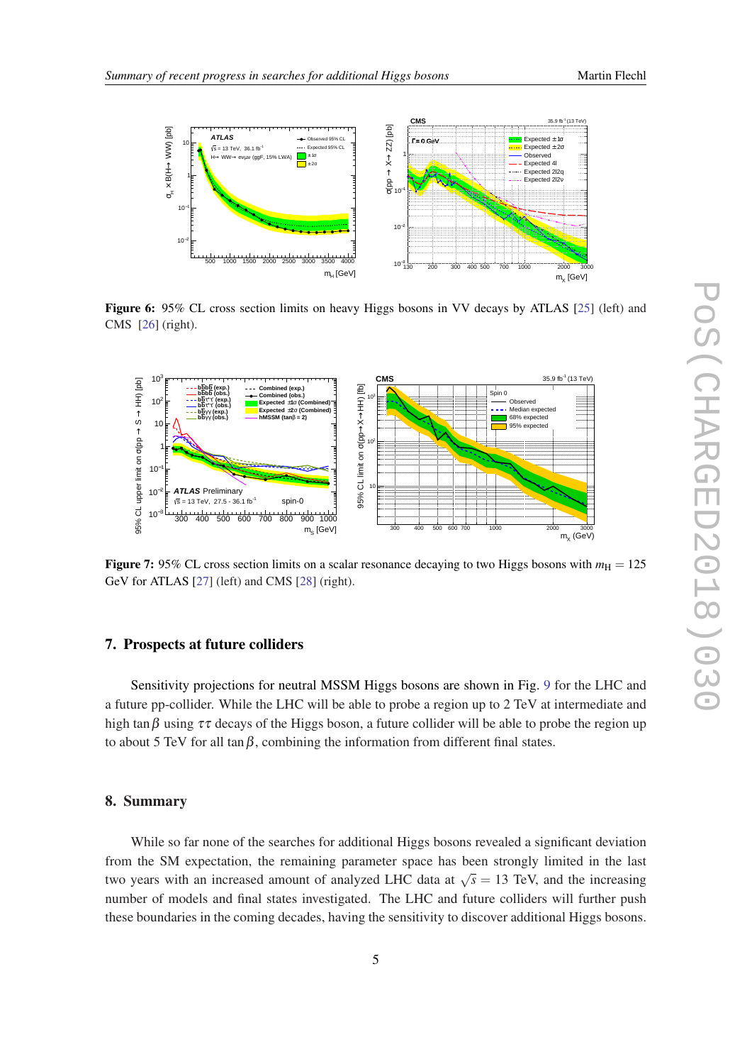**Figure 6:** 95% CL cross section limits on heavy Higgs bosons in VV decays by ATLAS [25] (left) and CMS [26] (right).

**Figure 7:** 95% CL cross section limits on a scalar resonance decaying to two Higgs bosons with $m_H = 125$ GeV for ATLAS [27] (left) and CMS [28] (right).

## 7. Prospects at future colliders

Sensitivity projections for neutral MSSM Higgs bosons are shown in Fig. 9 for the LHC and a future pp-collider. While the LHC will be able to probe a region up to 2 TeV at intermediate and high $\tan\beta$ using $\tau\tau$ decays of the Higgs boson, a future collider will be able to probe the region up to about 5 TeV for all $\tan\beta$, combining the information from different final states.

## 8. Summary

While so far none of the searches for additional Higgs bosons revealed a significant deviation from the SM expectation, the remaining parameter space has been strongly limited in the last two years with an increased amount of analyzed LHC data at $\sqrt{s} = 13$ TeV, and the increasing number of models and final states investigated. The LHC and future colliders will further push these boundaries in the coming decades, having the sensitivity to discover additional Higgs bosons.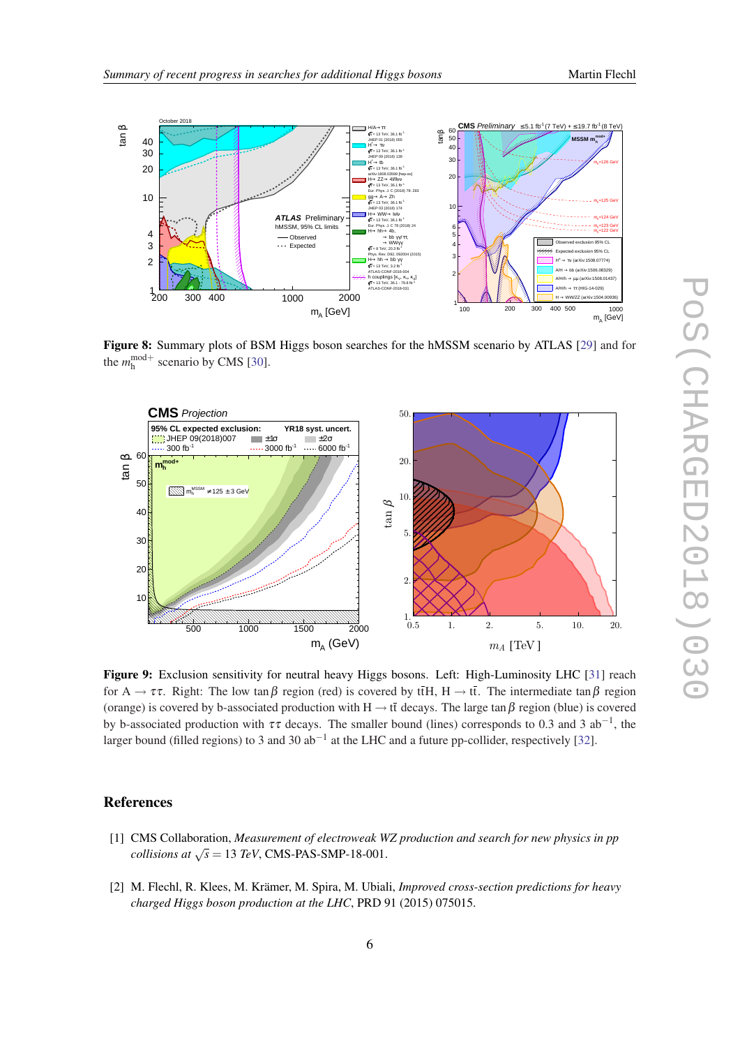**Figure 8:** Summary plots of BSM Higgs boson searches for the hMSSM scenario by ATLAS [29] and for the $m_h^{\mathrm{mod}+}$ scenario by CMS [30].

**Figure 9:** Exclusion sensitivity for neutral heavy Higgs bosons. Left: High-Luminosity LHC [31] reach for $A \to \tau\tau$. Right: The low $\tan\beta$ region (red) is covered by $t\bar{t}H$, $H \to t\bar{t}$. The intermediate $\tan\beta$ region (orange) is covered by b-associated production with $H \to t\bar{t}$ decays. The large $\tan\beta$ region (blue) is covered by b-associated production with $\tau\tau$ decays. The smaller bound (lines) corresponds to 0.3 and 3 ab$^{-1}$, the larger bound (filled regions) to 3 and 30 ab$^{-1}$ at the LHC and a future pp-collider, respectively [32].

## References

[1] CMS Collaboration, *Measurement of electroweak WZ production and search for new physics in pp collisions at $\sqrt{s} = 13$ TeV*, CMS-PAS-SMP-18-001.

[2] M. Flechl, R. Klees, M. Krämer, M. Spira, M. Ubiali, *Improved cross-section predictions for heavy charged Higgs boson production at the LHC*, PRD 91 (2015) 075015.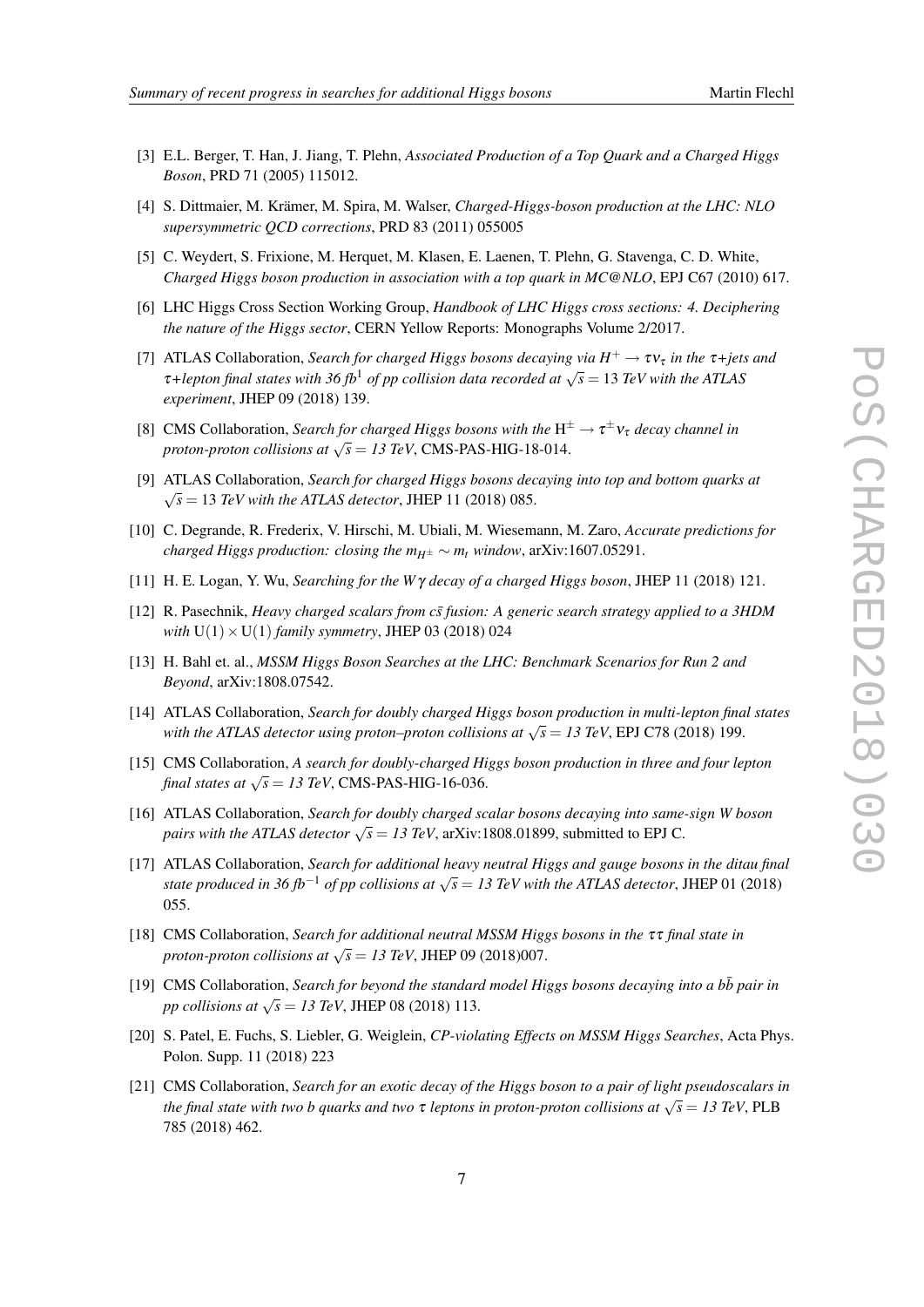[3] E.L. Berger, T. Han, J. Jiang, T. Plehn, *Associated Production of a Top Quark and a Charged Higgs Boson*, PRD 71 (2005) 115012.

[4] S. Dittmaier, M. Krämer, M. Spira, M. Walser, *Charged-Higgs-boson production at the LHC: NLO supersymmetric QCD corrections*, PRD 83 (2011) 055005

[5] C. Weydert, S. Frixione, M. Herquet, M. Klasen, E. Laenen, T. Plehn, G. Stavenga, C. D. White, *Charged Higgs boson production in association with a top quark in MC@NLO*, EPJ C67 (2010) 617.

[6] LHC Higgs Cross Section Working Group, *Handbook of LHC Higgs cross sections: 4. Deciphering the nature of the Higgs sector*, CERN Yellow Reports: Monographs Volume 2/2017.

[7] ATLAS Collaboration, *Search for charged Higgs bosons decaying via $H^+ \to \tau\nu_\tau$ in the $\tau$+jets and $\tau$+lepton final states with 36 fb$^1$ of pp collision data recorded at $\sqrt{s} = 13$ TeV with the ATLAS experiment*, JHEP 09 (2018) 139.

[8] CMS Collaboration, *Search for charged Higgs bosons with the $\mathrm{H}^\pm \to \tau^\pm\nu_\tau$ decay channel in proton-proton collisions at $\sqrt{s} = 13$ TeV*, CMS-PAS-HIG-18-014.

[9] ATLAS Collaboration, *Search for charged Higgs bosons decaying into top and bottom quarks at $\sqrt{s} = 13$ TeV with the ATLAS detector*, JHEP 11 (2018) 085.

[10] C. Degrande, R. Frederix, V. Hirschi, M. Ubiali, M. Wiesemann, M. Zaro, *Accurate predictions for charged Higgs production: closing the $m_{H^\pm} \sim m_t$ window*, arXiv:1607.05291.

[11] H. E. Logan, Y. Wu, *Searching for the $W\gamma$ decay of a charged Higgs boson*, JHEP 11 (2018) 121.

[12] R. Pasechnik, *Heavy charged scalars from $c\bar{s}$ fusion: A generic search strategy applied to a 3HDM with $\mathrm{U}(1)\times\mathrm{U}(1)$ family symmetry*, JHEP 03 (2018) 024

[13] H. Bahl et. al., *MSSM Higgs Boson Searches at the LHC: Benchmark Scenarios for Run 2 and Beyond*, arXiv:1808.07542.

[14] ATLAS Collaboration, *Search for doubly charged Higgs boson production in multi-lepton final states with the ATLAS detector using proton–proton collisions at $\sqrt{s} = 13$ TeV*, EPJ C78 (2018) 199.

[15] CMS Collaboration, *A search for doubly-charged Higgs boson production in three and four lepton final states at $\sqrt{s} = 13$ TeV*, CMS-PAS-HIG-16-036.

[16] ATLAS Collaboration, *Search for doubly charged scalar bosons decaying into same-sign W boson pairs with the ATLAS detector $\sqrt{s} = 13$ TeV*, arXiv:1808.01899, submitted to EPJ C.

[17] ATLAS Collaboration, *Search for additional heavy neutral Higgs and gauge bosons in the ditau final state produced in 36 fb$^{-1}$ of pp collisions at $\sqrt{s} = 13$ TeV with the ATLAS detector*, JHEP 01 (2018) 055.

[18] CMS Collaboration, *Search for additional neutral MSSM Higgs bosons in the $\tau\tau$ final state in proton-proton collisions at $\sqrt{s} = 13$ TeV*, JHEP 09 (2018)007.

[19] CMS Collaboration, *Search for beyond the standard model Higgs bosons decaying into a $b\bar{b}$ pair in pp collisions at $\sqrt{s} = 13$ TeV*, JHEP 08 (2018) 113.

[20] S. Patel, E. Fuchs, S. Liebler, G. Weiglein, *CP-violating Effects on MSSM Higgs Searches*, Acta Phys. Polon. Supp. 11 (2018) 223

[21] CMS Collaboration, *Search for an exotic decay of the Higgs boson to a pair of light pseudoscalars in the final state with two b quarks and two $\tau$ leptons in proton-proton collisions at $\sqrt{s} = 13$ TeV*, PLB 785 (2018) 462.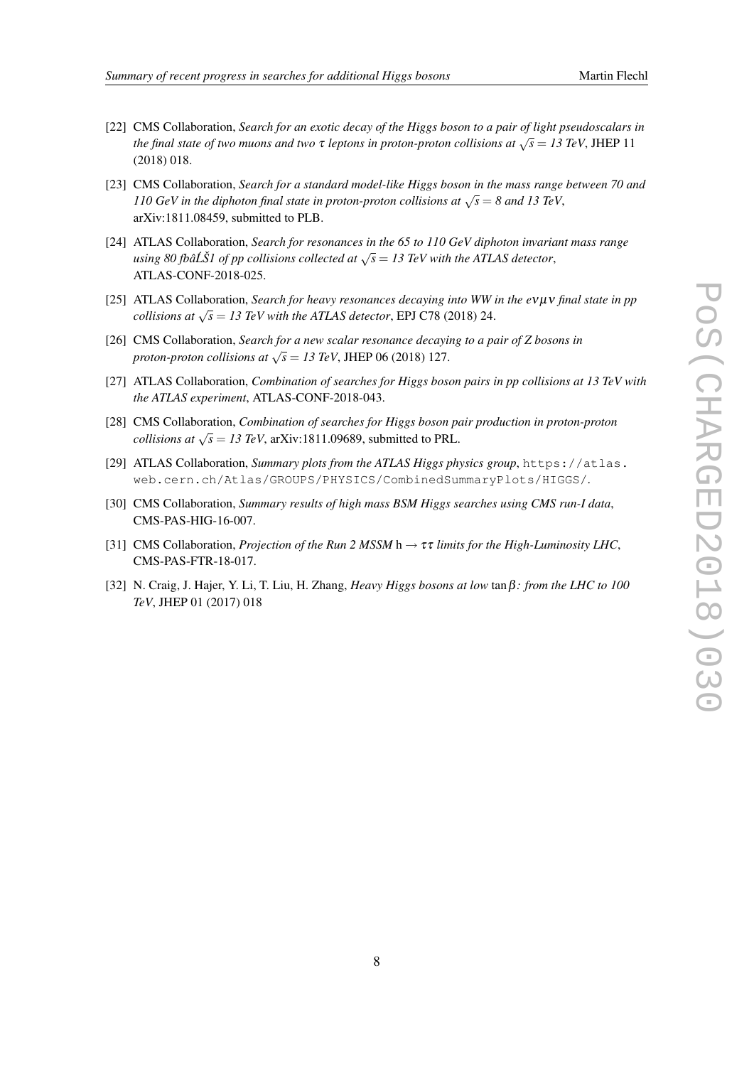[22] CMS Collaboration, *Search for an exotic decay of the Higgs boson to a pair of light pseudoscalars in the final state of two muons and two $\tau$ leptons in proton-proton collisions at $\sqrt{s} = 13$ TeV*, JHEP 11 (2018) 018.

[23] CMS Collaboration, *Search for a standard model-like Higgs boson in the mass range between 70 and 110 GeV in the diphoton final state in proton-proton collisions at $\sqrt{s} = 8$ and 13 TeV*, arXiv:1811.08459, submitted to PLB.

[24] ATLAS Collaboration, *Search for resonances in the 65 to 110 GeV diphoton invariant mass range using 80 fbâĹŠ1 of pp collisions collected at $\sqrt{s} = 13$ TeV with the ATLAS detector*, ATLAS-CONF-2018-025.

[25] ATLAS Collaboration, *Search for heavy resonances decaying into WW in the $e\nu\mu\nu$ final state in pp collisions at $\sqrt{s} = 13$ TeV with the ATLAS detector*, EPJ C78 (2018) 24.

[26] CMS Collaboration, *Search for a new scalar resonance decaying to a pair of Z bosons in proton-proton collisions at $\sqrt{s} = 13$ TeV*, JHEP 06 (2018) 127.

[27] ATLAS Collaboration, *Combination of searches for Higgs boson pairs in pp collisions at 13 TeV with the ATLAS experiment*, ATLAS-CONF-2018-043.

[28] CMS Collaboration, *Combination of searches for Higgs boson pair production in proton-proton collisions at $\sqrt{s} = 13$ TeV*, arXiv:1811.09689, submitted to PRL.

[29] ATLAS Collaboration, *Summary plots from the ATLAS Higgs physics group*, https://atlas.web.cern.ch/Atlas/GROUPS/PHYSICS/CombinedSummaryPlots/HIGGS/.

[30] CMS Collaboration, *Summary results of high mass BSM Higgs searches using CMS run-I data*, CMS-PAS-HIG-16-007.

[31] CMS Collaboration, *Projection of the Run 2 MSSM $\mathrm{h} \rightarrow \tau\tau$ limits for the High-Luminosity LHC*, CMS-PAS-FTR-18-017.

[32] N. Craig, J. Hajer, Y. Li, T. Liu, H. Zhang, *Heavy Higgs bosons at low $\tan\beta$: from the LHC to 100 TeV*, JHEP 01 (2017) 018